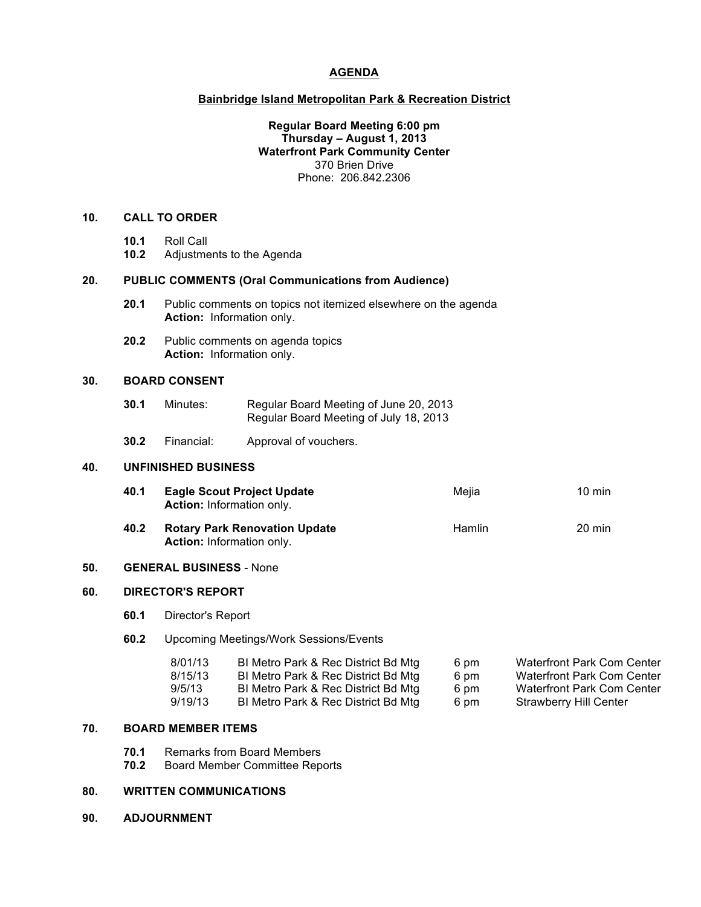# AGENDA

## Bainbridge Island Metropolitan Park & Recreation District

**Regular Board Meeting 6:00 pm**
**Thursday – August 1, 2013**
**Waterfront Park Community Center**
370 Brien Drive
Phone: 206.842.2306

### 10. CALL TO ORDER

**10.1** Roll Call
**10.2** Adjustments to the Agenda

### 20. PUBLIC COMMENTS (Oral Communications from Audience)

**20.1** Public comments on topics not itemized elsewhere on the agenda
**Action:** Information only.

**20.2** Public comments on agenda topics
**Action:** Information only.

### 30. BOARD CONSENT

**30.1** Minutes: Regular Board Meeting of June 20, 2013
Regular Board Meeting of July 18, 2013

**30.2** Financial: Approval of vouchers.

### 40. UNFINISHED BUSINESS

| | | | |
|---|---|---|---|
| **40.1** | **Eagle Scout Project Update**<br>**Action:** Information only. | Mejia | 10 min |
| **40.2** | **Rotary Park Renovation Update**<br>**Action:** Information only. | Hamlin | 20 min |

### 50. GENERAL BUSINESS - None

### 60. DIRECTOR'S REPORT

**60.1** Director's Report

**60.2** Upcoming Meetings/Work Sessions/Events

| | | | |
|---|---|---|---|
| 8/01/13 | BI Metro Park & Rec District Bd Mtg | 6 pm | Waterfront Park Com Center |
| 8/15/13 | BI Metro Park & Rec District Bd Mtg | 6 pm | Waterfront Park Com Center |
| 9/5/13 | BI Metro Park & Rec District Bd Mtg | 6 pm | Waterfront Park Com Center |
| 9/19/13 | BI Metro Park & Rec District Bd Mtg | 6 pm | Strawberry Hill Center |

### 70. BOARD MEMBER ITEMS

**70.1** Remarks from Board Members
**70.2** Board Member Committee Reports

### 80. WRITTEN COMMUNICATIONS

### 90. ADJOURNMENT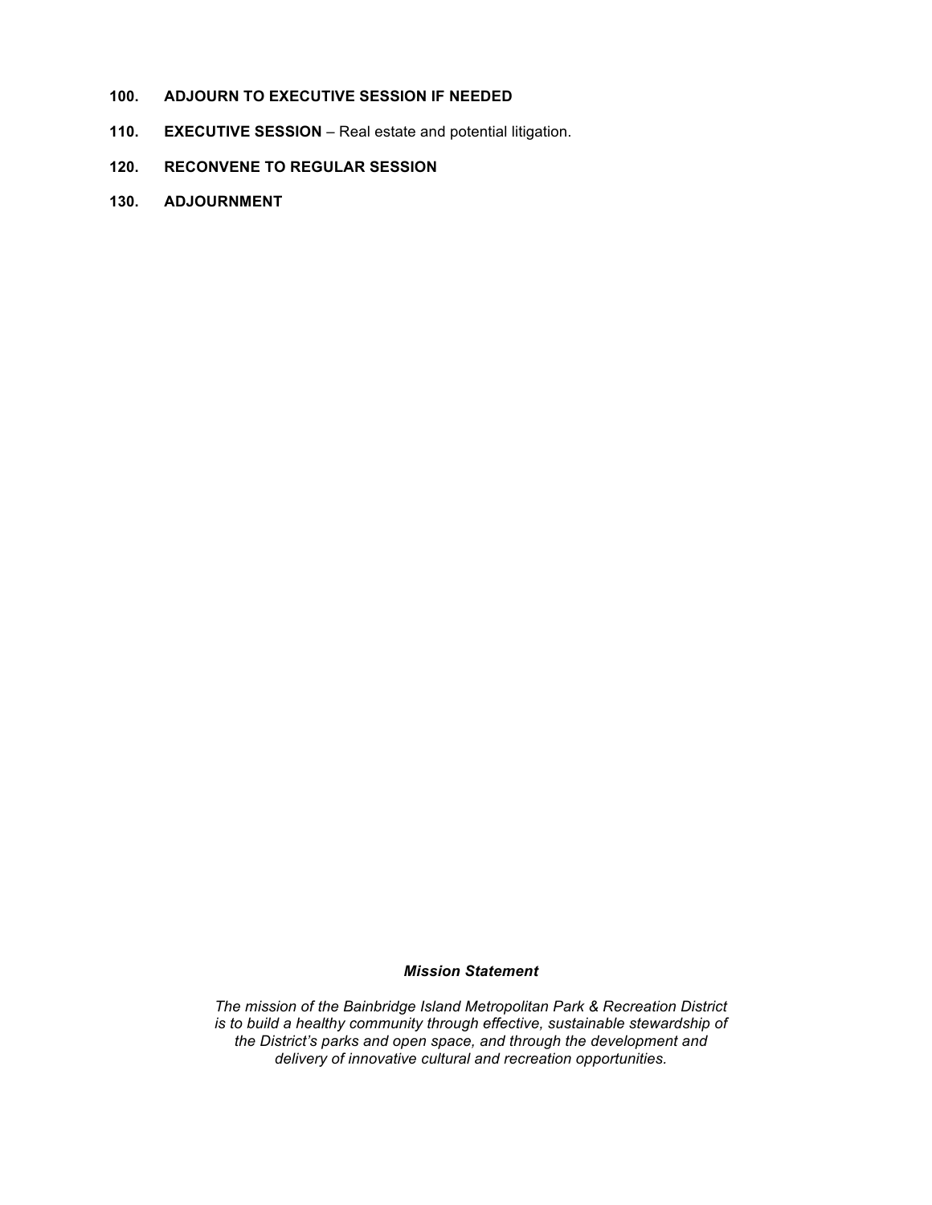**100. ADJOURN TO EXECUTIVE SESSION IF NEEDED**

**110. EXECUTIVE SESSION** – Real estate and potential litigation.

**120. RECONVENE TO REGULAR SESSION**

**130. ADJOURNMENT**

***Mission Statement***

*The mission of the Bainbridge Island Metropolitan Park & Recreation District is to build a healthy community through effective, sustainable stewardship of the District's parks and open space, and through the development and delivery of innovative cultural and recreation opportunities.*